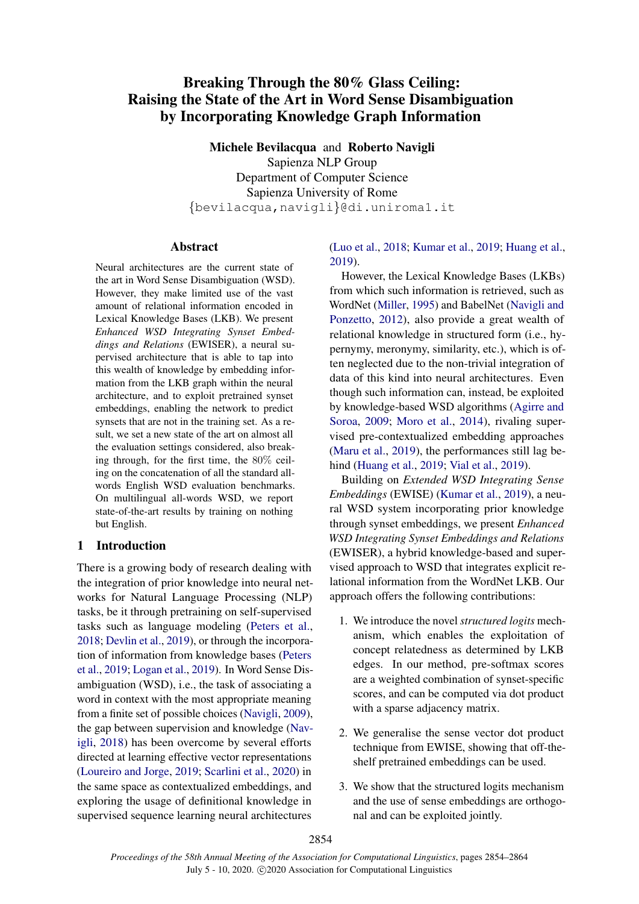# Breaking Through the 80% Glass Ceiling: Raising the State of the Art in Word Sense Disambiguation by Incorporating Knowledge Graph Information

**Michele Bevilacqua** and **Roberto Navigli**
Sapienza NLP Group
Department of Computer Science
Sapienza University of Rome
{bevilacqua,navigli}@di.uniroma1.it

## Abstract

Neural architectures are the current state of the art in Word Sense Disambiguation (WSD). However, they make limited use of the vast amount of relational information encoded in Lexical Knowledge Bases (LKB). We present *Enhanced WSD Integrating Synset Embeddings and Relations* (EWISER), a neural supervised architecture that is able to tap into this wealth of knowledge by embedding information from the LKB graph within the neural architecture, and to exploit pretrained synset embeddings, enabling the network to predict synsets that are not in the training set. As a result, we set a new state of the art on almost all the evaluation settings considered, also breaking through, for the first time, the 80% ceiling on the concatenation of all the standard all-words English WSD evaluation benchmarks. On multilingual all-words WSD, we report state-of-the-art results by training on nothing but English.

## 1 Introduction

There is a growing body of research dealing with the integration of prior knowledge into neural networks for Natural Language Processing (NLP) tasks, be it through pretraining on self-supervised tasks such as language modeling (Peters et al., 2018; Devlin et al., 2019), or through the incorporation of information from knowledge bases (Peters et al., 2019; Logan et al., 2019). In Word Sense Disambiguation (WSD), i.e., the task of associating a word in context with the most appropriate meaning from a finite set of possible choices (Navigli, 2009), the gap between supervision and knowledge (Navigli, 2018) has been overcome by several efforts directed at learning effective vector representations (Loureiro and Jorge, 2019; Scarlini et al., 2020) in the same space as contextualized embeddings, and exploring the usage of definitional knowledge in supervised sequence learning neural architectures (Luo et al., 2018; Kumar et al., 2019; Huang et al., 2019).

However, the Lexical Knowledge Bases (LKBs) from which such information is retrieved, such as WordNet (Miller, 1995) and BabelNet (Navigli and Ponzetto, 2012), also provide a great wealth of relational knowledge in structured form (i.e., hypernymy, meronymy, similarity, etc.), which is often neglected due to the non-trivial integration of data of this kind into neural architectures. Even though such information can, instead, be exploited by knowledge-based WSD algorithms (Agirre and Soroa, 2009; Moro et al., 2014), rivaling supervised pre-contextualized embedding approaches (Maru et al., 2019), the performances still lag behind (Huang et al., 2019; Vial et al., 2019).

Building on *Extended WSD Integrating Sense Embeddings* (EWISE) (Kumar et al., 2019), a neural WSD system incorporating prior knowledge through synset embeddings, we present *Enhanced WSD Integrating Synset Embeddings and Relations* (EWISER), a hybrid knowledge-based and supervised approach to WSD that integrates explicit relational information from the WordNet LKB. Our approach offers the following contributions:

1. We introduce the novel *structured logits* mechanism, which enables the exploitation of concept relatedness as determined by LKB edges. In our method, pre-softmax scores are a weighted combination of synset-specific scores, and can be computed via dot product with a sparse adjacency matrix.

2. We generalise the sense vector dot product technique from EWISE, showing that off-the-shelf pretrained embeddings can be used.

3. We show that the structured logits mechanism and the use of sense embeddings are orthogonal and can be exploited jointly.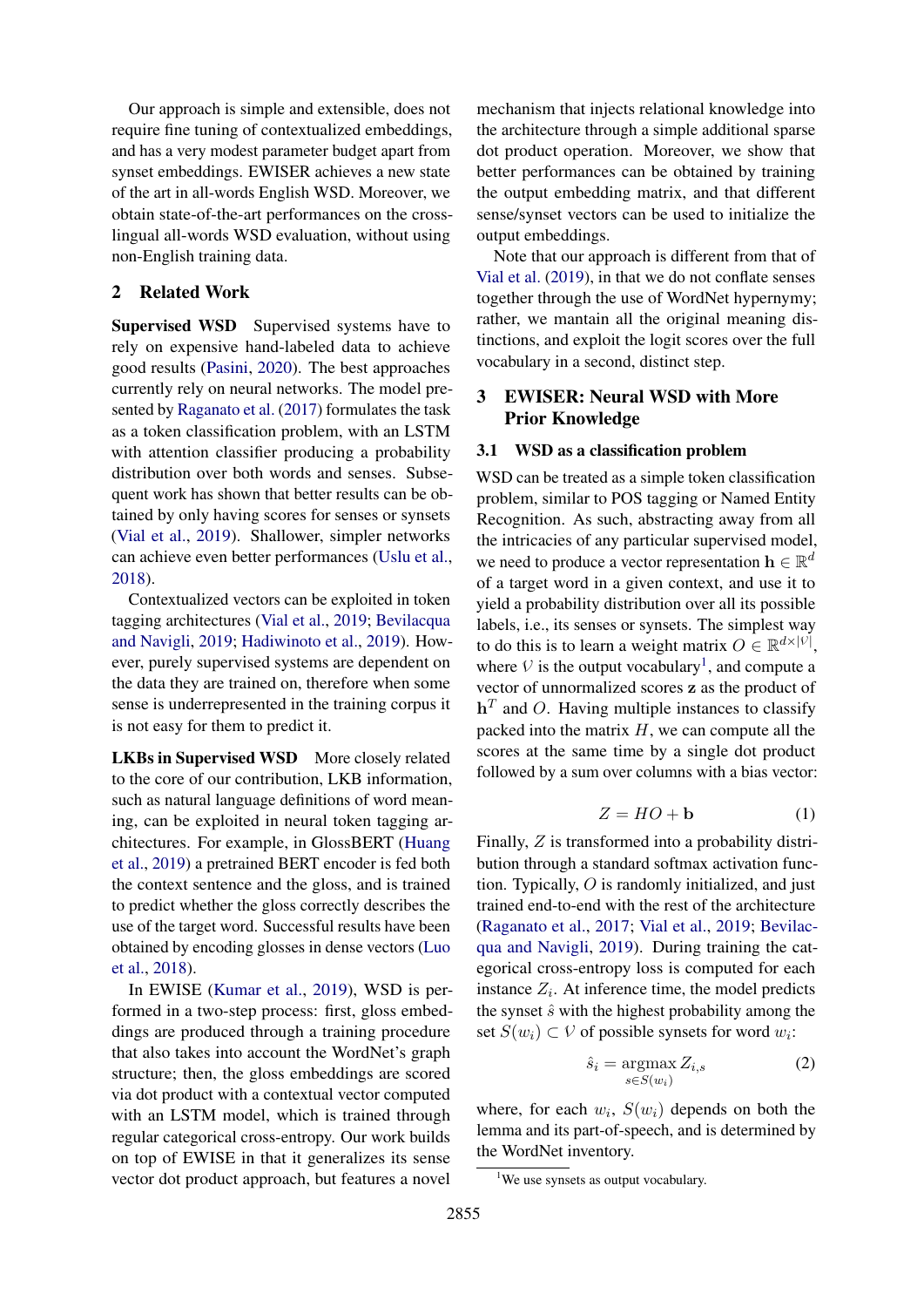Our approach is simple and extensible, does not require fine tuning of contextualized embeddings, and has a very modest parameter budget apart from synset embeddings. EWISER achieves a new state of the art in all-words English WSD. Moreover, we obtain state-of-the-art performances on the cross-lingual all-words WSD evaluation, without using non-English training data.

## 2 Related Work

**Supervised WSD** Supervised systems have to rely on expensive hand-labeled data to achieve good results (Pasini, 2020). The best approaches currently rely on neural networks. The model presented by Raganato et al. (2017) formulates the task as a token classification problem, with an LSTM with attention classifier producing a probability distribution over both words and senses. Subsequent work has shown that better results can be obtained by only having scores for senses or synsets (Vial et al., 2019). Shallower, simpler networks can achieve even better performances (Uslu et al., 2018).

Contextualized vectors can be exploited in token tagging architectures (Vial et al., 2019; Bevilacqua and Navigli, 2019; Hadiwinoto et al., 2019). However, purely supervised systems are dependent on the data they are trained on, therefore when some sense is underrepresented in the training corpus it is not easy for them to predict it.

**LKBs in Supervised WSD** More closely related to the core of our contribution, LKB information, such as natural language definitions of word meaning, can be exploited in neural token tagging architectures. For example, in GlossBERT (Huang et al., 2019) a pretrained BERT encoder is fed both the context sentence and the gloss, and is trained to predict whether the gloss correctly describes the use of the target word. Successful results have been obtained by encoding glosses in dense vectors (Luo et al., 2018).

In EWISE (Kumar et al., 2019), WSD is performed in a two-step process: first, gloss embeddings are produced through a training procedure that also takes into account the WordNet's graph structure; then, the gloss embeddings are scored via dot product with a contextual vector computed with an LSTM model, which is trained through regular categorical cross-entropy. Our work builds on top of EWISE in that it generalizes its sense vector dot product approach, but features a novel mechanism that injects relational knowledge into the architecture through a simple additional sparse dot product operation. Moreover, we show that better performances can be obtained by training the output embedding matrix, and that different sense/synset vectors can be used to initialize the output embeddings.

Note that our approach is different from that of Vial et al. (2019), in that we do not conflate senses together through the use of WordNet hypernymy; rather, we mantain all the original meaning distinctions, and exploit the logit scores over the full vocabulary in a second, distinct step.

## 3 EWISER: Neural WSD with More Prior Knowledge

### 3.1 WSD as a classification problem

WSD can be treated as a simple token classification problem, similar to POS tagging or Named Entity Recognition. As such, abstracting away from all the intricacies of any particular supervised model, we need to produce a vector representation $\mathbf{h} \in \mathbb{R}^d$ of a target word in a given context, and use it to yield a probability distribution over all its possible labels, i.e., its senses or synsets. The simplest way to do this is to learn a weight matrix $O \in \mathbb{R}^{d \times |\mathcal{V}|}$, where $\mathcal{V}$ is the output vocabulary[1], and compute a vector of unnormalized scores $\mathbf{z}$ as the product of $\mathbf{h}^T$ and $O$. Having multiple instances to classify packed into the matrix $H$, we can compute all the scores at the same time by a single dot product followed by a sum over columns with a bias vector:

$$Z = HO + \mathbf{b} \tag{1}$$

Finally, $Z$ is transformed into a probability distribution through a standard softmax activation function. Typically, $O$ is randomly initialized, and just trained end-to-end with the rest of the architecture (Raganato et al., 2017; Vial et al., 2019; Bevilacqua and Navigli, 2019). During training the categorical cross-entropy loss is computed for each instance $Z_i$. At inference time, the model predicts the synset $\hat{s}$ with the highest probability among the set $S(w_i) \subset \mathcal{V}$ of possible synsets for word $w_i$:

$$\hat{s}_i = \underset{s \in S(w_i)}{\operatorname{argmax}} \, Z_{i,s} \tag{2}$$

where, for each $w_i$, $S(w_i)$ depends on both the lemma and its part-of-speech, and is determined by the WordNet inventory.

[1] We use synsets as output vocabulary.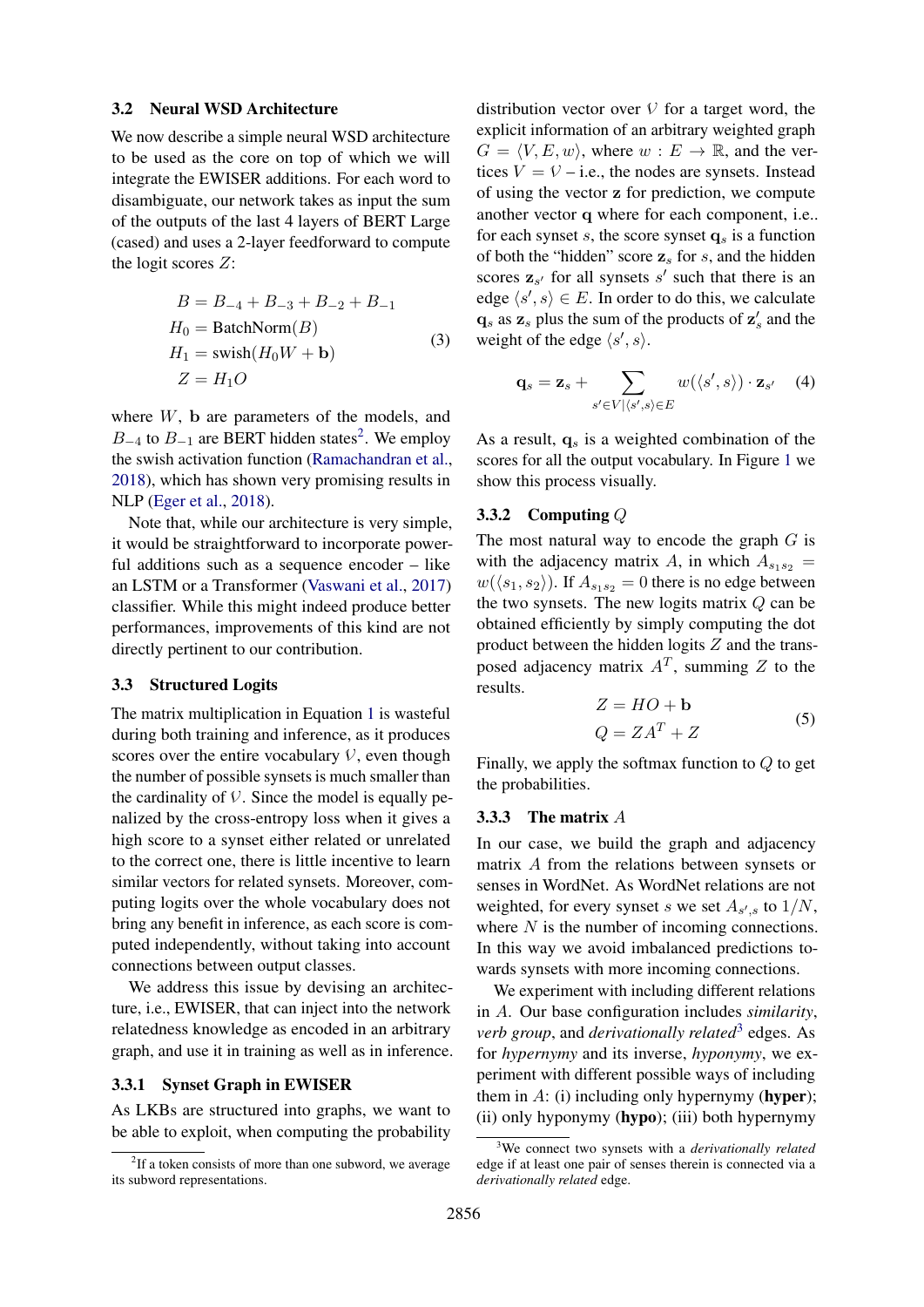### 3.2 Neural WSD Architecture

We now describe a simple neural WSD architecture to be used as the core on top of which we will integrate the EWISER additions. For each word to disambiguate, our network takes as input the sum of the outputs of the last 4 layers of BERT Large (cased) and uses a 2-layer feedforward to compute the logit scores $Z$:

$$
\begin{aligned}
B &= B_{-4} + B_{-3} + B_{-2} + B_{-1} \\
H_0 &= \text{BatchNorm}(B) \\
H_1 &= \text{swish}(H_0 W + \mathbf{b}) \\
Z &= H_1 O
\end{aligned}
\tag{3}
$$

where $W$, $\mathbf{b}$ are parameters of the models, and $B_{-4}$ to $B_{-1}$ are BERT hidden states[2]. We employ the swish activation function (Ramachandran et al., 2018), which has shown very promising results in NLP (Eger et al., 2018).

Note that, while our architecture is very simple, it would be straightforward to incorporate powerful additions such as a sequence encoder – like an LSTM or a Transformer (Vaswani et al., 2017) classifier. While this might indeed produce better performances, improvements of this kind are not directly pertinent to our contribution.

### 3.3 Structured Logits

The matrix multiplication in Equation 1 is wasteful during both training and inference, as it produces scores over the entire vocabulary $\mathcal{V}$, even though the number of possible synsets is much smaller than the cardinality of $\mathcal{V}$. Since the model is equally penalized by the cross-entropy loss when it gives a high score to a synset either related or unrelated to the correct one, there is little incentive to learn similar vectors for related synsets. Moreover, computing logits over the whole vocabulary does not bring any benefit in inference, as each score is computed independently, without taking into account connections between output classes.

We address this issue by devising an architecture, i.e., EWISER, that can inject into the network relatedness knowledge as encoded in an arbitrary graph, and use it in training as well as in inference.

#### 3.3.1 Synset Graph in EWISER

As LKBs are structured into graphs, we want to be able to exploit, when computing the probability distribution vector over $\mathcal{V}$ for a target word, the explicit information of an arbitrary weighted graph $G = \langle V, E, w \rangle$, where $w : E \rightarrow \mathbb{R}$, and the vertices $V = \mathcal{V}$ – i.e., the nodes are synsets. Instead of using the vector $\mathbf{z}$ for prediction, we compute another vector $\mathbf{q}$ where for each component, i.e.. for each synset $s$, the score synset $\mathbf{q}_s$ is a function of both the "hidden" score $\mathbf{z}_s$ for $s$, and the hidden scores $\mathbf{z}_{s'}$ for all synsets $s'$ such that there is an edge $\langle s', s \rangle \in E$. In order to do this, we calculate $\mathbf{q}_s$ as $\mathbf{z}_s$ plus the sum of the products of $\mathbf{z}'_s$ and the weight of the edge $\langle s', s \rangle$.

$$
\mathbf{q}_s = \mathbf{z}_s + \sum_{s' \in V | \langle s', s \rangle \in E} w(\langle s', s \rangle) \cdot \mathbf{z}_{s'} \tag{4}
$$

As a result, $\mathbf{q}_s$ is a weighted combination of the scores for all the output vocabulary. In Figure 1 we show this process visually.

#### 3.3.2 Computing $Q$

The most natural way to encode the graph $G$ is with the adjacency matrix $A$, in which $A_{s_1 s_2} = w(\langle s_1, s_2 \rangle)$. If $A_{s_1 s_2} = 0$ there is no edge between the two synsets. The new logits matrix $Q$ can be obtained efficiently by simply computing the dot product between the hidden logits $Z$ and the transposed adjacency matrix $A^T$, summing $Z$ to the results.

$$
\begin{aligned}
Z &= HO + \mathbf{b} \\
Q &= ZA^T + Z
\end{aligned}
\tag{5}
$$

Finally, we apply the softmax function to $Q$ to get the probabilities.

#### 3.3.3 The matrix $A$

In our case, we build the graph and adjacency matrix $A$ from the relations between synsets or senses in WordNet. As WordNet relations are not weighted, for every synset $s$ we set $A_{s',s}$ to $1/N$, where $N$ is the number of incoming connections. In this way we avoid imbalanced predictions towards synsets with more incoming connections.

We experiment with including different relations in $A$. Our base configuration includes *similarity*, *verb group*, and *derivationally related*[3] edges. As for *hypernymy* and its inverse, *hyponymy*, we experiment with different possible ways of including them in $A$: (i) including only hypernymy (**hyper**); (ii) only hyponymy (**hypo**); (iii) both hypernymy

[2] If a token consists of more than one subword, we average its subword representations.

[3] We connect two synsets with a *derivationally related* edge if at least one pair of senses therein is connected via a *derivationally related* edge.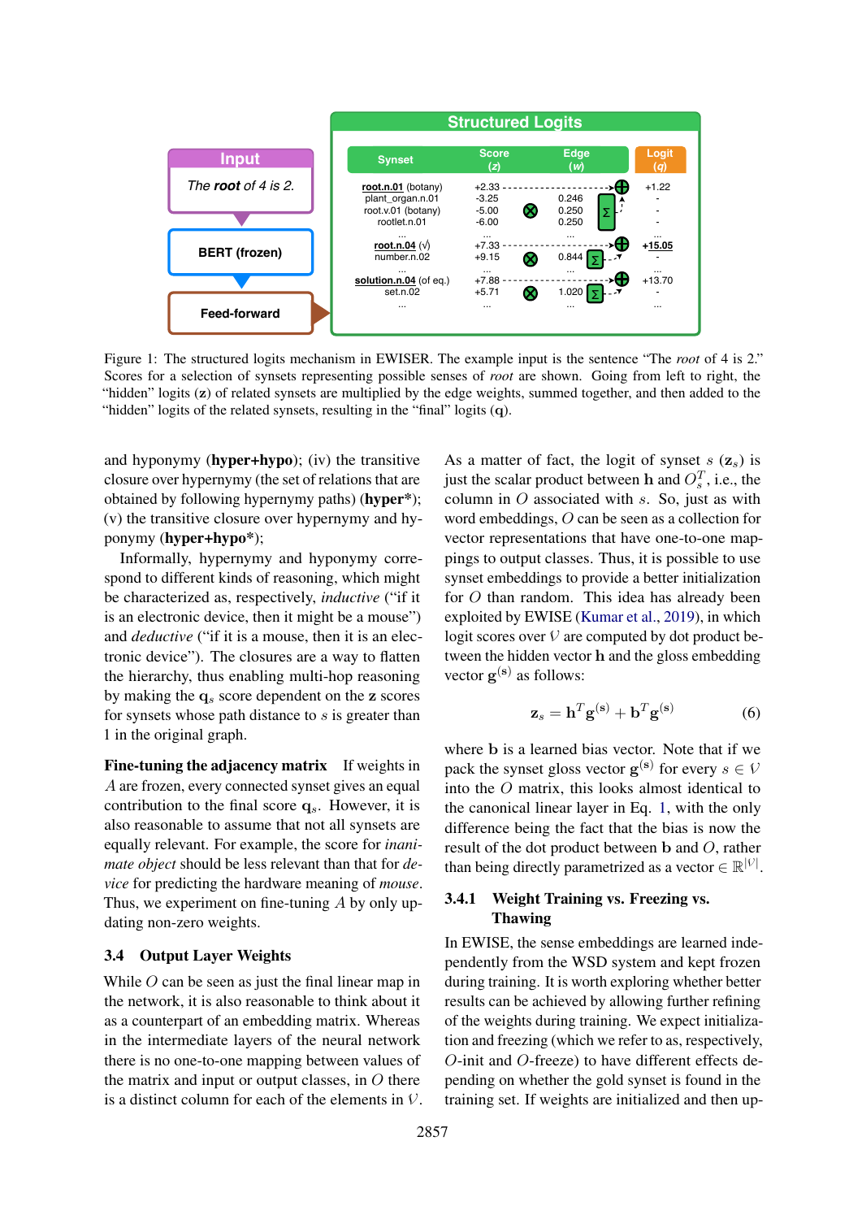Figure 1: The structured logits mechanism in EWISER. The example input is the sentence "The *root* of 4 is 2." Scores for a selection of synsets representing possible senses of *root* are shown. Going from left to right, the "hidden" logits ($\mathbf{z}$) of related synsets are multiplied by the edge weights, summed together, and then added to the "hidden" logits of the related synsets, resulting in the "final" logits ($\mathbf{q}$).

and hyponymy (**hyper+hypo**); (iv) the transitive closure over hypernymy (the set of relations that are obtained by following hypernymy paths) (**hyper***); (v) the transitive closure over hypernymy and hyponymy (**hyper+hypo***);

Informally, hypernymy and hyponymy correspond to different kinds of reasoning, which might be characterized as, respectively, *inductive* ("if it is an electronic device, then it might be a mouse") and *deductive* ("if it is a mouse, then it is an electronic device"). The closures are a way to flatten the hierarchy, thus enabling multi-hop reasoning by making the $\mathbf{q}_s$ score dependent on the $\mathbf{z}$ scores for synsets whose path distance to $s$ is greater than 1 in the original graph.

**Fine-tuning the adjacency matrix** If weights in $A$ are frozen, every connected synset gives an equal contribution to the final score $\mathbf{q}_s$. However, it is also reasonable to assume that not all synsets are equally relevant. For example, the score for *inanimate object* should be less relevant than that for *device* for predicting the hardware meaning of *mouse*. Thus, we experiment on fine-tuning $A$ by only updating non-zero weights.

### 3.4 Output Layer Weights

While $O$ can be seen as just the final linear map in the network, it is also reasonable to think about it as a counterpart of an embedding matrix. Whereas in the intermediate layers of the neural network there is no one-to-one mapping between values of the matrix and input or output classes, in $O$ there is a distinct column for each of the elements in $\mathcal{V}$.

As a matter of fact, the logit of synset $s$ ($\mathbf{z}_s$) is just the scalar product between $\mathbf{h}$ and $O_s^T$, i.e., the column in $O$ associated with $s$. So, just as with word embeddings, $O$ can be seen as a collection for vector representations that have one-to-one mappings to output classes. Thus, it is possible to use synset embeddings to provide a better initialization for $O$ than random. This idea has already been exploited by EWISE (Kumar et al., 2019), in which logit scores over $\mathcal{V}$ are computed by dot product between the hidden vector $\mathbf{h}$ and the gloss embedding vector $\mathbf{g}^{(\mathbf{s})}$ as follows:

$$\mathbf{z}_s = \mathbf{h}^T \mathbf{g}^{(\mathbf{s})} + \mathbf{b}^T \mathbf{g}^{(\mathbf{s})} \tag{6}$$

where $\mathbf{b}$ is a learned bias vector. Note that if we pack the synset gloss vector $\mathbf{g}^{(\mathbf{s})}$ for every $s \in \mathcal{V}$ into the $O$ matrix, this looks almost identical to the canonical linear layer in Eq. 1, with the only difference being the fact that the bias is now the result of the dot product between $\mathbf{b}$ and $O$, rather than being directly parametrized as a vector $\in \mathbb{R}^{|\mathcal{V}|}$.

#### 3.4.1 Weight Training vs. Freezing vs. Thawing

In EWISE, the sense embeddings are learned independently from the WSD system and kept frozen during training. It is worth exploring whether better results can be achieved by allowing further refining of the weights during training. We expect initialization and freezing (which we refer to as, respectively, $O$-init and $O$-freeze) to have different effects depending on whether the gold synset is found in the training set. If weights are initialized and then up-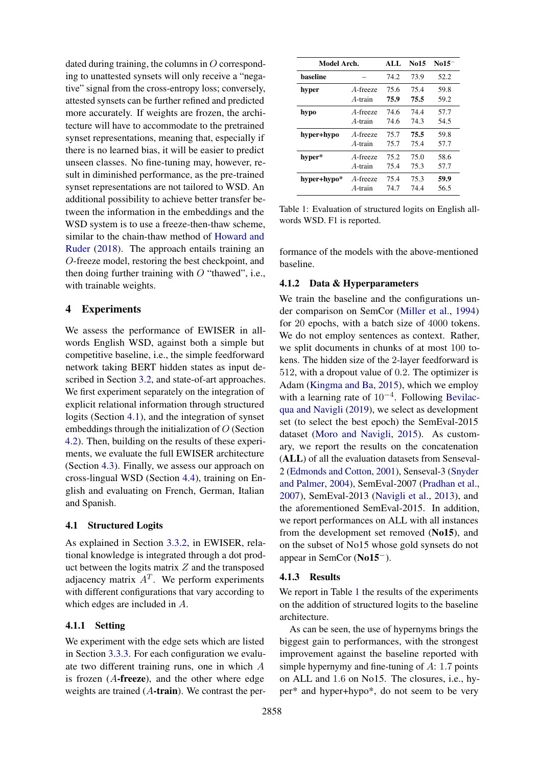dated during training, the columns in $O$ corresponding to unattested synsets will only receive a "negative" signal from the cross-entropy loss; conversely, attested synsets can be further refined and predicted more accurately. If weights are frozen, the architecture will have to accommodate to the pretrained synset representations, meaning that, especially if there is no learned bias, it will be easier to predict unseen classes. No fine-tuning may, however, result in diminished performance, as the pre-trained synset representations are not tailored to WSD. An additional possibility to achieve better transfer between the information in the embeddings and the WSD system is to use a freeze-then-thaw scheme, similar to the chain-thaw method of Howard and Ruder (2018). The approach entails training an $O$-freeze model, restoring the best checkpoint, and then doing further training with $O$ "thawed", i.e., with trainable weights.

## 4 Experiments

We assess the performance of EWISER in all-words English WSD, against both a simple but competitive baseline, i.e., the simple feedforward network taking BERT hidden states as input described in Section 3.2, and state-of-art approaches. We first experiment separately on the integration of explicit relational information through structured logits (Section 4.1), and the integration of synset embeddings through the initialization of $O$ (Section 4.2). Then, building on the results of these experiments, we evaluate the full EWISER architecture (Section 4.3). Finally, we assess our approach on cross-lingual WSD (Section 4.4), training on English and evaluating on French, German, Italian and Spanish.

### 4.1 Structured Logits

As explained in Section 3.3.2, in EWISER, relational knowledge is integrated through a dot product between the logits matrix $Z$ and the transposed adjacency matrix $A^T$. We perform experiments with different configurations that vary according to which edges are included in $A$.

#### 4.1.1 Setting

We experiment with the edge sets which are listed in Section 3.3.3. For each configuration we evaluate two different training runs, one in which $A$ is frozen ($A$**-freeze**), and the other where edge weights are trained ($A$**-train**). We contrast the performance of the models with the above-mentioned baseline.

| Model Arch. | | ALL | No15 | No15$^-$ |
|---|---|---|---|---|
| **baseline** | – | 74.2 | 73.9 | 52.2 |
| **hyper** | $A$-freeze | 75.6 | 75.4 | 59.8 |
| | $A$-train | **75.9** | **75.5** | 59.2 |
| **hypo** | $A$-freeze | 74.6 | 74.4 | 57.7 |
| | $A$-train | 74.6 | 74.3 | 54.5 |
| **hyper+hypo** | $A$-freeze | 75.7 | **75.5** | 59.8 |
| | $A$-train | 75.7 | 75.4 | 57.7 |
| **hyper*** | $A$-freeze | 75.2 | 75.0 | 58.6 |
| | $A$-train | 75.4 | 75.3 | 57.7 |
| **hyper+hypo*** | $A$-freeze | 75.4 | 75.3 | **59.9** |
| | $A$-train | 74.7 | 74.4 | 56.5 |

Table 1: Evaluation of structured logits on English all-words WSD. F1 is reported.

#### 4.1.2 Data & Hyperparameters

We train the baseline and the configurations under comparison on SemCor (Miller et al., 1994) for 20 epochs, with a batch size of 4000 tokens. We do not employ sentences as context. Rather, we split documents in chunks of at most 100 tokens. The hidden size of the 2-layer feedforward is 512, with a dropout value of 0.2. The optimizer is Adam (Kingma and Ba, 2015), which we employ with a learning rate of $10^{-4}$. Following Bevilacqua and Navigli (2019), we select as development set (to select the best epoch) the SemEval-2015 dataset (Moro and Navigli, 2015). As customary, we report the results on the concatenation (**ALL**) of all the evaluation datasets from Senseval-2 (Edmonds and Cotton, 2001), Senseval-3 (Snyder and Palmer, 2004), SemEval-2007 (Pradhan et al., 2007), SemEval-2013 (Navigli et al., 2013), and the aforementioned SemEval-2015. In addition, we report performances on ALL with all instances from the development set removed (**No15**), and on the subset of No15 whose gold synsets do not appear in SemCor (**No15$^-$**).

#### 4.1.3 Results

We report in Table 1 the results of the experiments on the addition of structured logits to the baseline architecture.

As can be seen, the use of hypernyms brings the biggest gain to performances, with the strongest improvement against the baseline reported with simple hypernymy and fine-tuning of $A$: 1.7 points on ALL and 1.6 on No15. The closures, i.e., hyper* and hyper+hypo*, do not seem to be very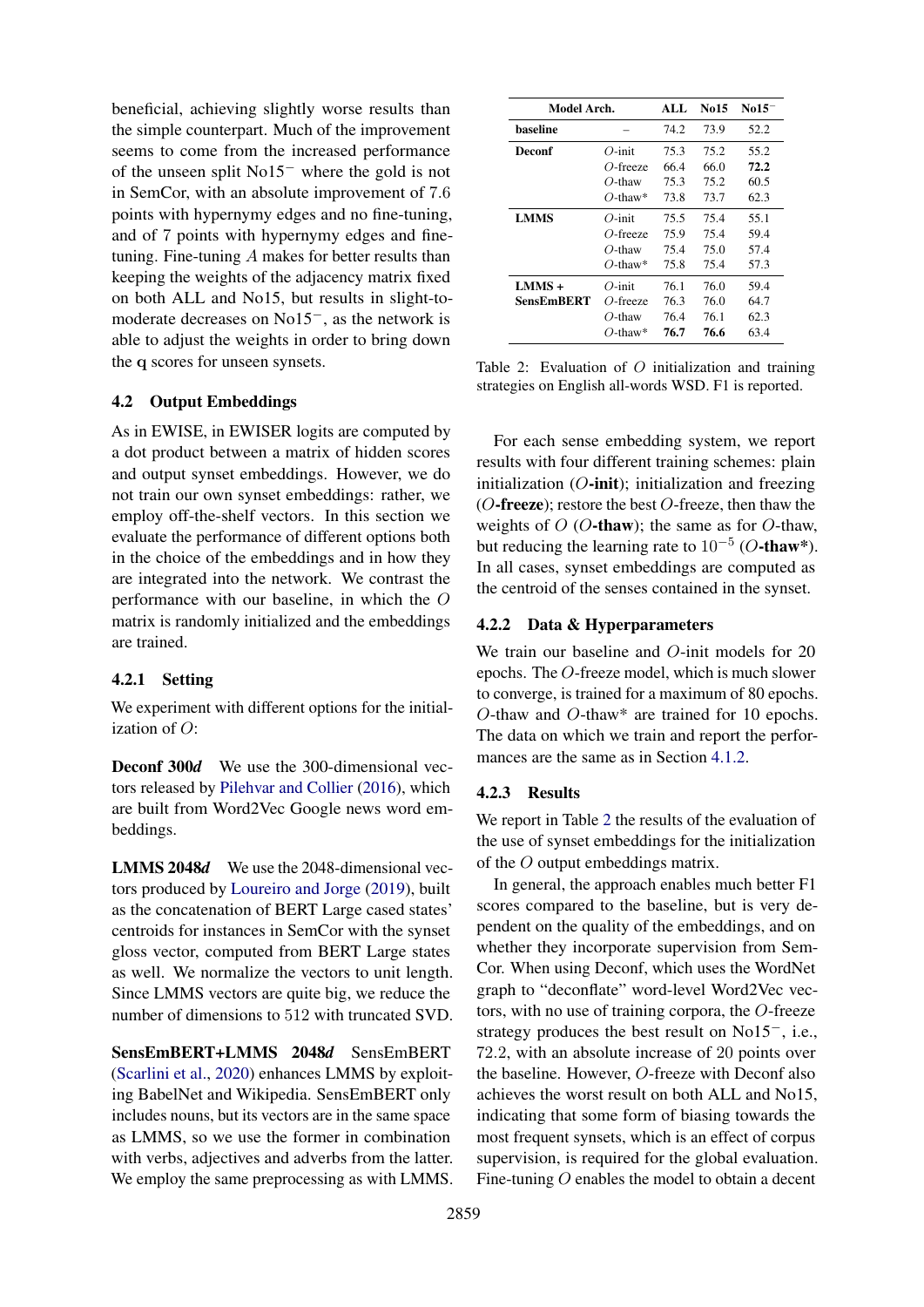beneficial, achieving slightly worse results than the simple counterpart. Much of the improvement seems to come from the increased performance of the unseen split No15$^-$ where the gold is not in SemCor, with an absolute improvement of 7.6 points with hypernymy edges and no fine-tuning, and of 7 points with hypernymy edges and fine-tuning. Fine-tuning $A$ makes for better results than keeping the weights of the adjacency matrix fixed on both ALL and No15, but results in slight-to-moderate decreases on No15$^-$, as the network is able to adjust the weights in order to bring down the $\mathbf{q}$ scores for unseen synsets.

### 4.2 Output Embeddings

As in EWISE, in EWISER logits are computed by a dot product between a matrix of hidden scores and output synset embeddings. However, we do not train our own synset embeddings: rather, we employ off-the-shelf vectors. In this section we evaluate the performance of different options both in the choice of the embeddings and in how they are integrated into the network. We contrast the performance with our baseline, in which the $O$ matrix is randomly initialized and the embeddings are trained.

#### 4.2.1 Setting

We experiment with different options for the initialization of $O$:

**Deconf 300*d*** We use the 300-dimensional vectors released by Pilehvar and Collier (2016), which are built from Word2Vec Google news word embeddings.

**LMMS 2048*d*** We use the 2048-dimensional vectors produced by Loureiro and Jorge (2019), built as the concatenation of BERT Large cased states' centroids for instances in SemCor with the synset gloss vector, computed from BERT Large states as well. We normalize the vectors to unit length. Since LMMS vectors are quite big, we reduce the number of dimensions to 512 with truncated SVD.

**SensEmBERT+LMMS 2048*d*** SensEmBERT (Scarlini et al., 2020) enhances LMMS by exploiting BabelNet and Wikipedia. SensEmBERT only includes nouns, but its vectors are in the same space as LMMS, so we use the former in combination with verbs, adjectives and adverbs from the latter. We employ the same preprocessing as with LMMS.

| Model Arch. | | ALL | No15 | No15$^-$ |
|---|---|---|---|---|
| **baseline** | – | 74.2 | 73.9 | 52.2 |
| **Deconf** | $O$-init | 75.3 | 75.2 | 55.2 |
| | $O$-freeze | 66.4 | 66.0 | **72.2** |
| | $O$-thaw | 75.3 | 75.2 | 60.5 |
| | $O$-thaw* | 73.8 | 73.7 | 62.3 |
| **LMMS** | $O$-init | 75.5 | 75.4 | 55.1 |
| | $O$-freeze | 75.9 | 75.4 | 59.4 |
| | $O$-thaw | 75.4 | 75.0 | 57.4 |
| | $O$-thaw* | 75.8 | 75.4 | 57.3 |
| **LMMS + SensEmBERT** | $O$-init | 76.1 | 76.0 | 59.4 |
| | $O$-freeze | 76.3 | 76.0 | 64.7 |
| | $O$-thaw | 76.4 | 76.1 | 62.3 |
| | $O$-thaw* | **76.7** | **76.6** | 63.4 |

Table 2: Evaluation of $O$ initialization and training strategies on English all-words WSD. F1 is reported.

For each sense embedding system, we report results with four different training schemes: plain initialization ($O$**-init**); initialization and freezing ($O$**-freeze**); restore the best $O$-freeze, then thaw the weights of $O$ ($O$**-thaw**); the same as for $O$-thaw, but reducing the learning rate to $10^{-5}$ ($O$**-thaw\***). In all cases, synset embeddings are computed as the centroid of the senses contained in the synset.

#### 4.2.2 Data & Hyperparameters

We train our baseline and $O$-init models for 20 epochs. The $O$-freeze model, which is much slower to converge, is trained for a maximum of 80 epochs. $O$-thaw and $O$-thaw* are trained for 10 epochs. The data on which we train and report the performances are the same as in Section 4.1.2.

#### 4.2.3 Results

We report in Table 2 the results of the evaluation of the use of synset embeddings for the initialization of the $O$ output embeddings matrix.

In general, the approach enables much better F1 scores compared to the baseline, but is very dependent on the quality of the embeddings, and on whether they incorporate supervision from SemCor. When using Deconf, which uses the WordNet graph to "deconflate" word-level Word2Vec vectors, with no use of training corpora, the $O$-freeze strategy produces the best result on No15$^-$, i.e., 72.2, with an absolute increase of 20 points over the baseline. However, $O$-freeze with Deconf also achieves the worst result on both ALL and No15, indicating that some form of biasing towards the most frequent synsets, which is an effect of corpus supervision, is required for the global evaluation. Fine-tuning $O$ enables the model to obtain a decent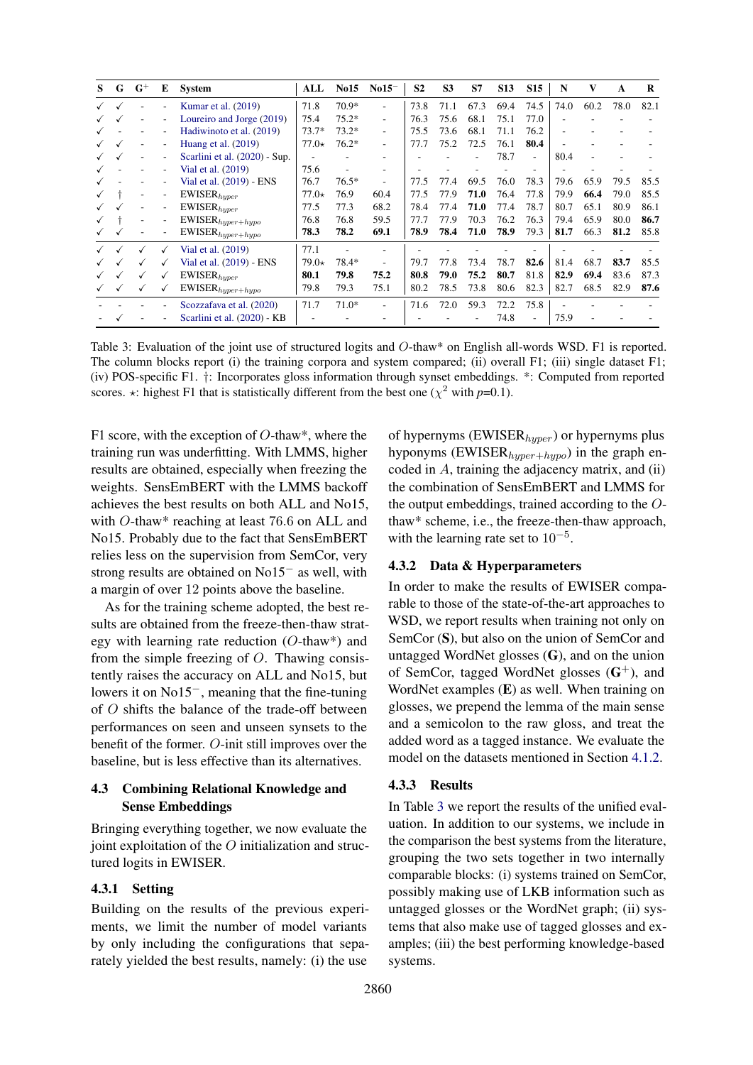| S | G | G$^+$ | E | System | ALL | No15 | No15$^-$ | S2 | S3 | S7 | S13 | S15 | N | V | A | R |
|---|---|---|---|---|---|---|---|---|---|---|---|---|---|---|---|---|
| ✓ | ✓ | - | - | Kumar et al. (2019) | 71.8 | 70.9* | - | 73.8 | 71.1 | 67.3 | 69.4 | 74.5 | 74.0 | 60.2 | 78.0 | 82.1 |
| ✓ | ✓ | - | - | Loureiro and Jorge (2019) | 75.4 | 75.2* | - | 76.3 | 75.6 | 68.1 | 75.1 | 77.0 | - | - | - | - |
| ✓ | - | - | - | Hadiwinoto et al. (2019) | 73.7* | 73.2* | - | 75.5 | 73.6 | 68.1 | 71.1 | 76.2 | - | - | - | - |
| ✓ | ✓ | - | - | Huang et al. (2019) | 77.0⋆ | 76.2* | - | 77.7 | 75.2 | 72.5 | 76.1 | **80.4** | - | - | - | - |
| ✓ | ✓ | - | - | Scarlini et al. (2020) - Sup. | - | - | - | - | - | - | 78.7 | - | 80.4 | - | - | - |
| ✓ | - | - | - | Vial et al. (2019) | 75.6 | - | - | - | - | - | - | - | - | - | - | - |
| ✓ | - | - | - | Vial et al. (2019) - ENS | 76.7 | 76.5* | - | 77.5 | 77.4 | 69.5 | 76.0 | 78.3 | 79.6 | 65.9 | 79.5 | 85.5 |
| ✓ | † | - | - | EWISER$_{hyper}$ | 77.0⋆ | 76.9 | 60.4 | 77.5 | 77.9 | **71.0** | 76.4 | 77.8 | 79.9 | **66.4** | 79.0 | 85.5 |
| ✓ | ✓ | - | - | EWISER$_{hyper}$ | 77.5 | 77.3 | 68.2 | 78.4 | 77.4 | **71.0** | 77.4 | 78.7 | 80.7 | 65.1 | 80.9 | 86.1 |
| ✓ | † | - | - | EWISER$_{hyper+hypo}$ | 76.8 | 76.8 | 59.5 | 77.7 | 77.9 | 70.3 | 76.2 | 76.3 | 79.4 | 65.9 | 80.0 | **86.7** |
| ✓ | ✓ | - | - | EWISER$_{hyper+hypo}$ | **78.3** | **78.2** | **69.1** | **78.9** | **78.4** | **71.0** | **78.9** | 79.3 | **81.7** | 66.3 | **81.2** | 85.8 |
| ✓ | ✓ | ✓ | ✓ | Vial et al. (2019) | 77.1 | - | - | - | - | - | - | - | - | - | - | - |
| ✓ | ✓ | ✓ | ✓ | Vial et al. (2019) - ENS | 79.0⋆ | 78.4* | - | 79.7 | 77.8 | 73.4 | 78.7 | **82.6** | 81.4 | 68.7 | **83.7** | 85.5 |
| ✓ | ✓ | ✓ | ✓ | EWISER$_{hyper}$ | **80.1** | **79.8** | **75.2** | **80.8** | **79.0** | **75.2** | **80.7** | 81.8 | **82.9** | **69.4** | 83.6 | 87.3 |
| ✓ | ✓ | ✓ | ✓ | EWISER$_{hyper+hypo}$ | 79.8 | 79.3 | 75.1 | 80.2 | 78.5 | 73.8 | 80.6 | 82.3 | 82.7 | 68.5 | 82.9 | **87.6** |
| - | - | - | - | Scozzafava et al. (2020) | 71.7 | 71.0* | - | 71.6 | 72.0 | 59.3 | 72.2 | 75.8 | - | - | - | - |
| - | ✓ | - | - | Scarlini et al. (2020) - KB | - | - | - | - | - | - | 74.8 | - | 75.9 | - | - | - |

Table 3: Evaluation of the joint use of structured logits and $O$-thaw* on English all-words WSD. F1 is reported. The column blocks report (i) the training corpora and system compared; (ii) overall F1; (iii) single dataset F1; (iv) POS-specific F1. †: Incorporates gloss information through synset embeddings. *: Computed from reported scores. ⋆: highest F1 that is statistically different from the best one ($\chi^2$ with $p$=0.1).

F1 score, with the exception of $O$-thaw*, where the training run was underfitting. With LMMS, higher results are obtained, especially when freezing the weights. SensEmBERT with the LMMS backoff achieves the best results on both ALL and No15, with $O$-thaw* reaching at least 76.6 on ALL and No15. Probably due to the fact that SensEmBERT relies less on the supervision from SemCor, very strong results are obtained on No15$^-$ as well, with a margin of over 12 points above the baseline.

As for the training scheme adopted, the best results are obtained from the freeze-then-thaw strategy with learning rate reduction ($O$-thaw*) and from the simple freezing of $O$. Thawing consistently raises the accuracy on ALL and No15, but lowers it on No15$^-$, meaning that the fine-tuning of $O$ shifts the balance of the trade-off between performances on seen and unseen synsets to the benefit of the former. $O$-init still improves over the baseline, but is less effective than its alternatives.

### 4.3 Combining Relational Knowledge and Sense Embeddings

Bringing everything together, we now evaluate the joint exploitation of the $O$ initialization and structured logits in EWISER.

#### 4.3.1 Setting

Building on the results of the previous experiments, we limit the number of model variants by only including the configurations that separately yielded the best results, namely: (i) the use of hypernyms (EWISER$_{hyper}$) or hypernyms plus hyponyms (EWISER$_{hyper+hypo}$) in the graph encoded in $A$, training the adjacency matrix, and (ii) the combination of SensEmBERT and LMMS for the output embeddings, trained according to the $O$-thaw* scheme, i.e., the freeze-then-thaw approach, with the learning rate set to $10^{-5}$.

#### 4.3.2 Data & Hyperparameters

In order to make the results of EWISER comparable to those of the state-of-the-art approaches to WSD, we report results when training not only on SemCor (**S**), but also on the union of SemCor and untagged WordNet glosses (**G**), and on the union of SemCor, tagged WordNet glosses (**G**$^+$), and WordNet examples (**E**) as well. When training on glosses, we prepend the lemma of the main sense and a semicolon to the raw gloss, and treat the added word as a tagged instance. We evaluate the model on the datasets mentioned in Section 4.1.2.

#### 4.3.3 Results

In Table 3 we report the results of the unified evaluation. In addition to our systems, we include in the comparison the best systems from the literature, grouping the two sets together in two internally comparable blocks: (i) systems trained on SemCor, possibly making use of LKB information such as untagged glosses or the WordNet graph; (ii) systems that also make use of tagged glosses and examples; (iii) the best performing knowledge-based systems.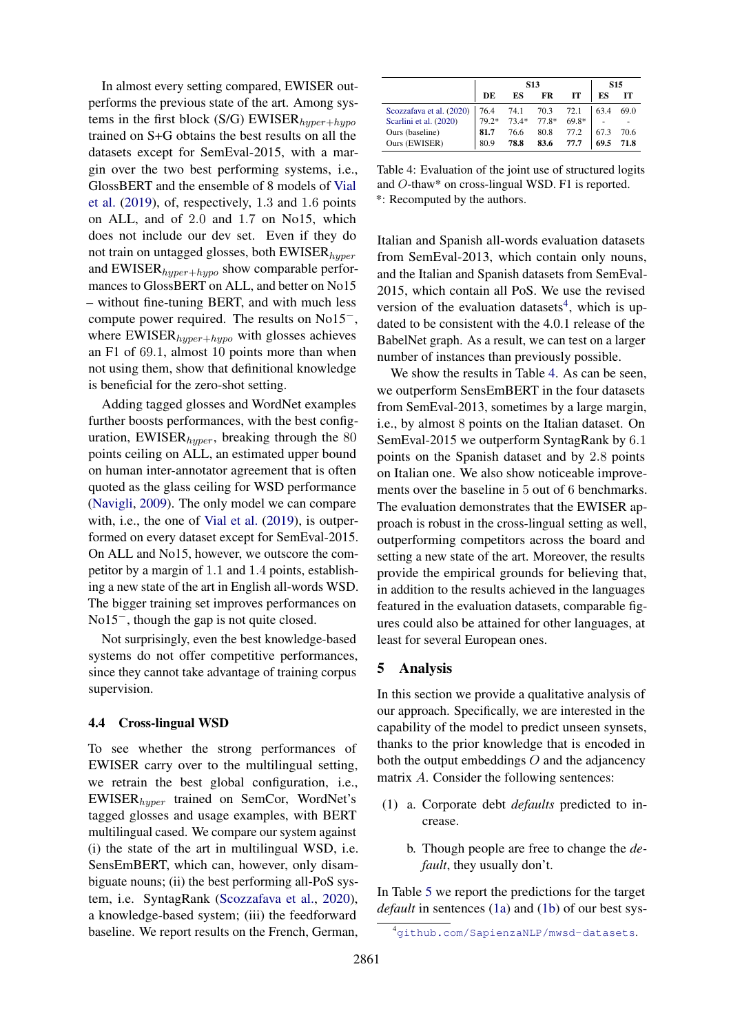In almost every setting compared, EWISER outperforms the previous state of the art. Among systems in the first block (S/G) EWISER$_{hyper+hypo}$ trained on S+G obtains the best results on all the datasets except for SemEval-2015, with a margin over the two best performing systems, i.e., GlossBERT and the ensemble of 8 models of Vial et al. (2019), of, respectively, 1.3 and 1.6 points on ALL, and of 2.0 and 1.7 on No15, which does not include our dev set. Even if they do not train on untagged glosses, both EWISER$_{hyper}$ and EWISER$_{hyper+hypo}$ show comparable performances to GlossBERT on ALL, and better on No15 – without fine-tuning BERT, and with much less compute power required. The results on No15$^{-}$, where EWISER$_{hyper+hypo}$ with glosses achieves an F1 of 69.1, almost 10 points more than when not using them, show that definitional knowledge is beneficial for the zero-shot setting.

Adding tagged glosses and WordNet examples further boosts performances, with the best configuration, EWISER$_{hyper}$, breaking through the 80 points ceiling on ALL, an estimated upper bound on human inter-annotator agreement that is often quoted as the glass ceiling for WSD performance (Navigli, 2009). The only model we can compare with, i.e., the one of Vial et al. (2019), is outperformed on every dataset except for SemEval-2015. On ALL and No15, however, we outscore the competitor by a margin of 1.1 and 1.4 points, establishing a new state of the art in English all-words WSD. The bigger training set improves performances on No15$^{-}$, though the gap is not quite closed.

Not surprisingly, even the best knowledge-based systems do not offer competitive performances, since they cannot take advantage of training corpus supervision.

### 4.4 Cross-lingual WSD

To see whether the strong performances of EWISER carry over to the multilingual setting, we retrain the best global configuration, i.e., EWISER$_{hyper}$ trained on SemCor, WordNet's tagged glosses and usage examples, with BERT multilingual cased. We compare our system against (i) the state of the art in multilingual WSD, i.e. SensEmBERT, which can, however, only disambiguate nouns; (ii) the best performing all-PoS system, i.e. SyntagRank (Scozzafava et al., 2020), a knowledge-based system; (iii) the feedforward baseline. We report results on the French, German, Italian and Spanish all-words evaluation datasets from SemEval-2013, which contain only nouns, and the Italian and Spanish datasets from SemEval-2015, which contain all PoS. We use the revised version of the evaluation datasets[4], which is updated to be consistent with the 4.0.1 release of the BabelNet graph. As a result, we can test on a larger number of instances than previously possible.

|  | S13 | | | | S15 | |
|---|---|---|---|---|---|---|
|  | DE | ES | FR | IT | ES | IT |
| Scozzafava et al. (2020) | 76.4 | 74.1 | 70.3 | 72.1 | 63.4 | 69.0 |
| Scarlini et al. (2020) | 79.2* | 73.4* | 77.8* | 69.8* | - | - |
| Ours (baseline) | **81.7** | 76.6 | 80.8 | 77.2 | 67.3 | 70.6 |
| Ours (EWISER) | 80.9 | **78.8** | **83.6** | **77.7** | **69.5** | **71.8** |

Table 4: Evaluation of the joint use of structured logits and $O$-thaw* on cross-lingual WSD. F1 is reported.
*: Recomputed by the authors.

We show the results in Table 4. As can be seen, we outperform SensEmBERT in the four datasets from SemEval-2013, sometimes by a large margin, i.e., by almost 8 points on the Italian dataset. On SemEval-2015 we outperform SyntagRank by 6.1 points on the Spanish dataset and by 2.8 points on Italian one. We also show noticeable improvements over the baseline in 5 out of 6 benchmarks. The evaluation demonstrates that the EWISER approach is robust in the cross-lingual setting as well, outperforming competitors across the board and setting a new state of the art. Moreover, the results provide the empirical grounds for believing that, in addition to the results achieved in the languages featured in the evaluation datasets, comparable figures could also be attained for other languages, at least for several European ones.

## 5 Analysis

In this section we provide a qualitative analysis of our approach. Specifically, we are interested in the capability of the model to predict unseen synsets, thanks to the prior knowledge that is encoded in both the output embeddings $O$ and the adjancency matrix $A$. Consider the following sentences:

(1) a. Corporate debt *defaults* predicted to increase.

b. Though people are free to change the *default*, they usually don't.

In Table 5 we report the predictions for the target *default* in sentences (1a) and (1b) of our best sys-

[4] github.com/SapienzaNLP/mwsd-datasets.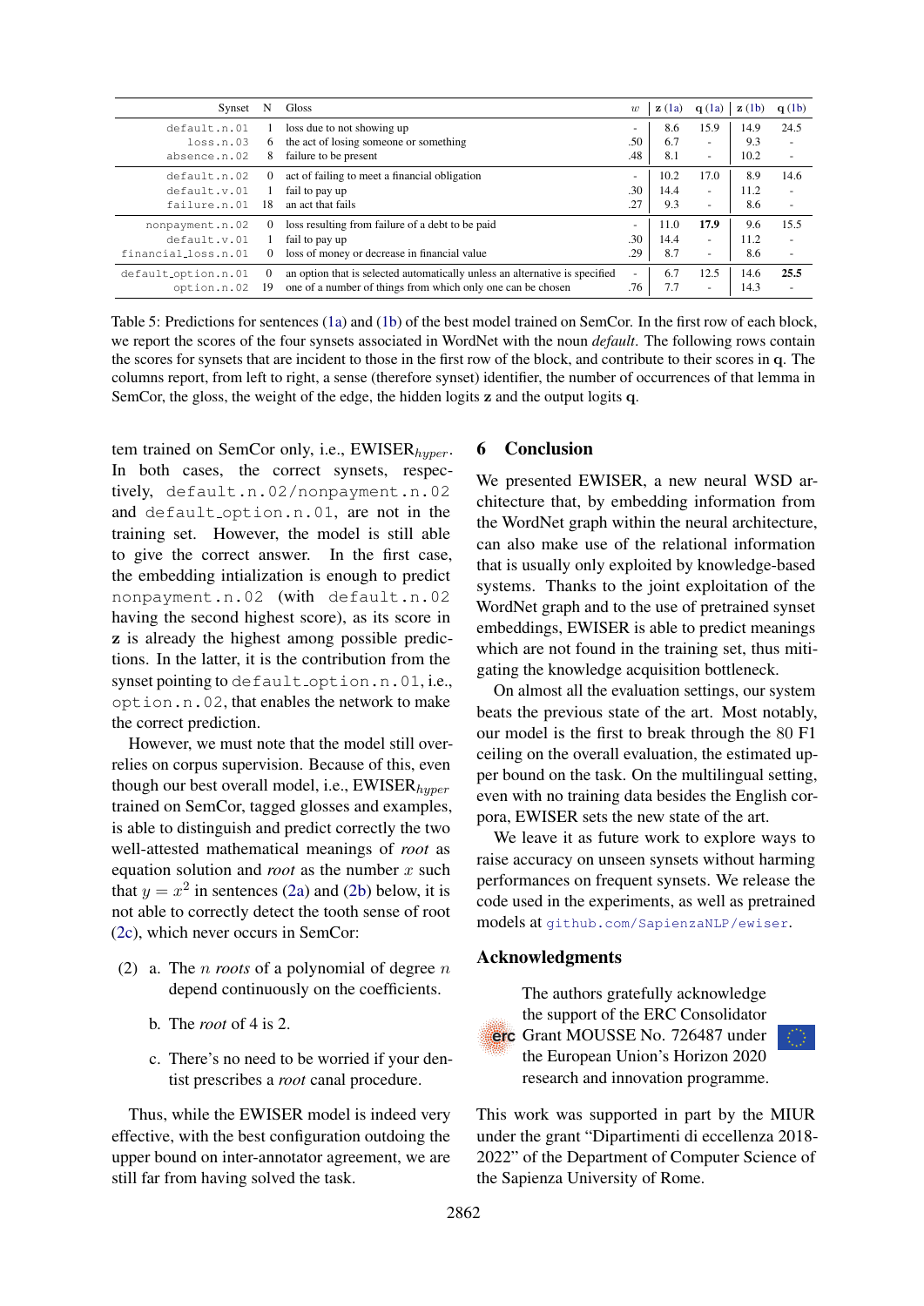| Synset | N | Gloss | $w$ | **z** (1a) | **q** (1a) | **z** (1b) | **q** (1b) |
|---|---|---|---|---|---|---|---|
| `default.n.01` | 1 | loss due to not showing up | - | 8.6 | 15.9 | 14.9 | 24.5 |
| `loss.n.03` | 6 | the act of losing someone or something | .50 | 6.7 | - | 9.3 | - |
| `absence.n.02` | 8 | failure to be present | .48 | 8.1 | - | 10.2 | - |
| `default.n.02` | 0 | act of failing to meet a financial obligation | - | 10.2 | 17.0 | 8.9 | 14.6 |
| `default.v.01` | 1 | fail to pay up | .30 | 14.4 | - | 11.2 | - |
| `failure.n.01` | 18 | an act that fails | .27 | 9.3 | - | 8.6 | - |
| `nonpayment.n.02` | 0 | loss resulting from failure of a debt to be paid | - | 11.0 | **17.9** | 9.6 | 15.5 |
| `default.v.01` | 1 | fail to pay up | .30 | 14.4 | - | 11.2 | - |
| `financial_loss.n.01` | 0 | loss of money or decrease in financial value | .29 | 8.7 | - | 8.6 | - |
| `default_option.n.01` | 0 | an option that is selected automatically unless an alternative is specified | - | 6.7 | 12.5 | 14.6 | **25.5** |
| `option.n.02` | 19 | one of a number of things from which only one can be chosen | .76 | 7.7 | - | 14.3 | - |

Table 5: Predictions for sentences (1a) and (1b) of the best model trained on SemCor. In the first row of each block, we report the scores of the four synsets associated in WordNet with the noun *default*. The following rows contain the scores for synsets that are incident to those in the first row of the block, and contribute to their scores in **q**. The columns report, from left to right, a sense (therefore synset) identifier, the number of occurrences of that lemma in SemCor, the gloss, the weight of the edge, the hidden logits **z** and the output logits **q**.

tem trained on SemCor only, i.e., EWISER$_{hyper}$. In both cases, the correct synsets, respectively, `default.n.02/nonpayment.n.02` and `default_option.n.01`, are not in the training set. However, the model is still able to give the correct answer. In the first case, the embedding initialization is enough to predict `nonpayment.n.02` (with `default.n.02` having the second highest score), as its score in **z** is already the highest among possible predictions. In the latter, it is the contribution from the synset pointing to `default_option.n.01`, i.e., `option.n.02`, that enables the network to make the correct prediction.

However, we must note that the model still overrelies on corpus supervision. Because of this, even though our best overall model, i.e., EWISER$_{hyper}$ trained on SemCor, tagged glosses and examples, is able to distinguish and predict correctly the two well-attested mathematical meanings of *root* as equation solution and *root* as the number $x$ such that $y = x^2$ in sentences (2a) and (2b) below, it is not able to correctly detect the tooth sense of root (2c), which never occurs in SemCor:

(2) a. The $n$ *roots* of a polynomial of degree $n$ depend continuously on the coefficients.

b. The *root* of 4 is 2.

c. There's no need to be worried if your dentist prescribes a *root* canal procedure.

Thus, while the EWISER model is indeed very effective, with the best configuration outdoing the upper bound on inter-annotator agreement, we are still far from having solved the task.

## 6 Conclusion

We presented EWISER, a new neural WSD architecture that, by embedding information from the WordNet graph within the neural architecture, can also make use of the relational information that is usually only exploited by knowledge-based systems. Thanks to the joint exploitation of the WordNet graph and to the use of pretrained synset embeddings, EWISER is able to predict meanings which are not found in the training set, thus mitigating the knowledge acquisition bottleneck.

On almost all the evaluation settings, our system beats the previous state of the art. Most notably, our model is the first to break through the 80 F1 ceiling on the overall evaluation, the estimated upper bound on the task. On the multilingual setting, even with no training data besides the English corpora, EWISER sets the new state of the art.

We leave it as future work to explore ways to raise accuracy on unseen synsets without harming performances on frequent synsets. We release the code used in the experiments, as well as pretrained models at github.com/SapienzaNLP/ewiser.

## Acknowledgments

The authors gratefully acknowledge the support of the ERC Consolidator Grant MOUSSE No. 726487 under the European Union's Horizon 2020 research and innovation programme.

This work was supported in part by the MIUR under the grant "Dipartimenti di eccellenza 2018-2022" of the Department of Computer Science of the Sapienza University of Rome.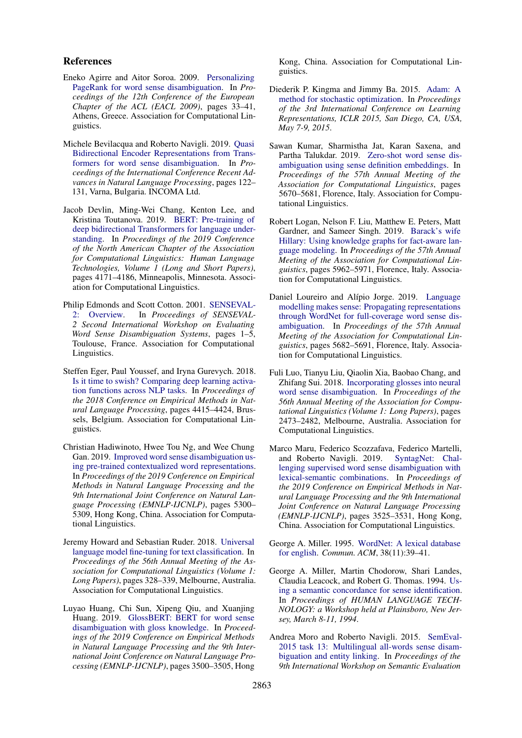## References

Eneko Agirre and Aitor Soroa. 2009. Personalizing PageRank for word sense disambiguation. In *Proceedings of the 12th Conference of the European Chapter of the ACL (EACL 2009)*, pages 33–41, Athens, Greece. Association for Computational Linguistics.

Michele Bevilacqua and Roberto Navigli. 2019. Quasi Bidirectional Encoder Representations from Transformers for word sense disambiguation. In *Proceedings of the International Conference Recent Advances in Natural Language Processing*, pages 122–131, Varna, Bulgaria. INCOMA Ltd.

Jacob Devlin, Ming-Wei Chang, Kenton Lee, and Kristina Toutanova. 2019. BERT: Pre-training of deep bidirectional Transformers for language understanding. In *Proceedings of the 2019 Conference of the North American Chapter of the Association for Computational Linguistics: Human Language Technologies, Volume 1 (Long and Short Papers)*, pages 4171–4186, Minneapolis, Minnesota. Association for Computational Linguistics.

Philip Edmonds and Scott Cotton. 2001. SENSEVAL-2: Overview. In *Proceedings of SENSEVAL-2 Second International Workshop on Evaluating Word Sense Disambiguation Systems*, pages 1–5, Toulouse, France. Association for Computational Linguistics.

Steffen Eger, Paul Youssef, and Iryna Gurevych. 2018. Is it time to swish? Comparing deep learning activation functions across NLP tasks. In *Proceedings of the 2018 Conference on Empirical Methods in Natural Language Processing*, pages 4415–4424, Brussels, Belgium. Association for Computational Linguistics.

Christian Hadiwinoto, Hwee Tou Ng, and Wee Chung Gan. 2019. Improved word sense disambiguation using pre-trained contextualized word representations. In *Proceedings of the 2019 Conference on Empirical Methods in Natural Language Processing and the 9th International Joint Conference on Natural Language Processing (EMNLP-IJCNLP)*, pages 5300–5309, Hong Kong, China. Association for Computational Linguistics.

Jeremy Howard and Sebastian Ruder. 2018. Universal language model fine-tuning for text classification. In *Proceedings of the 56th Annual Meeting of the Association for Computational Linguistics (Volume 1: Long Papers)*, pages 328–339, Melbourne, Australia. Association for Computational Linguistics.

Luyao Huang, Chi Sun, Xipeng Qiu, and Xuanjing Huang. 2019. GlossBERT: BERT for word sense disambiguation with gloss knowledge. In *Proceedings of the 2019 Conference on Empirical Methods in Natural Language Processing and the 9th International Joint Conference on Natural Language Processing (EMNLP-IJCNLP)*, pages 3500–3505, Hong Kong, China. Association for Computational Linguistics.

Diederik P. Kingma and Jimmy Ba. 2015. Adam: A method for stochastic optimization. In *Proceedings of the 3rd International Conference on Learning Representations, ICLR 2015, San Diego, CA, USA, May 7-9, 2015*.

Sawan Kumar, Sharmistha Jat, Karan Saxena, and Partha Talukdar. 2019. Zero-shot word sense disambiguation using sense definition embeddings. In *Proceedings of the 57th Annual Meeting of the Association for Computational Linguistics*, pages 5670–5681, Florence, Italy. Association for Computational Linguistics.

Robert Logan, Nelson F. Liu, Matthew E. Peters, Matt Gardner, and Sameer Singh. 2019. Barack's wife Hillary: Using knowledge graphs for fact-aware language modeling. In *Proceedings of the 57th Annual Meeting of the Association for Computational Linguistics*, pages 5962–5971, Florence, Italy. Association for Computational Linguistics.

Daniel Loureiro and Alípio Jorge. 2019. Language modelling makes sense: Propagating representations through WordNet for full-coverage word sense disambiguation. In *Proceedings of the 57th Annual Meeting of the Association for Computational Linguistics*, pages 5682–5691, Florence, Italy. Association for Computational Linguistics.

Fuli Luo, Tianyu Liu, Qiaolin Xia, Baobao Chang, and Zhifang Sui. 2018. Incorporating glosses into neural word sense disambiguation. In *Proceedings of the 56th Annual Meeting of the Association for Computational Linguistics (Volume 1: Long Papers)*, pages 2473–2482, Melbourne, Australia. Association for Computational Linguistics.

Marco Maru, Federico Scozzafava, Federico Martelli, and Roberto Navigli. 2019. SyntagNet: Challenging supervised word sense disambiguation with lexical-semantic combinations. In *Proceedings of the 2019 Conference on Empirical Methods in Natural Language Processing and the 9th International Joint Conference on Natural Language Processing (EMNLP-IJCNLP)*, pages 3525–3531, Hong Kong, China. Association for Computational Linguistics.

George A. Miller. 1995. WordNet: A lexical database for english. *Commun. ACM*, 38(11):39–41.

George A. Miller, Martin Chodorow, Shari Landes, Claudia Leacock, and Robert G. Thomas. 1994. Using a semantic concordance for sense identification. In *Proceedings of HUMAN LANGUAGE TECHNOLOGY: a Workshop held at Plainsboro, New Jersey, March 8-11, 1994*.

Andrea Moro and Roberto Navigli. 2015. SemEval-2015 task 13: Multilingual all-words sense disambiguation and entity linking. In *Proceedings of the 9th International Workshop on Semantic Evaluation*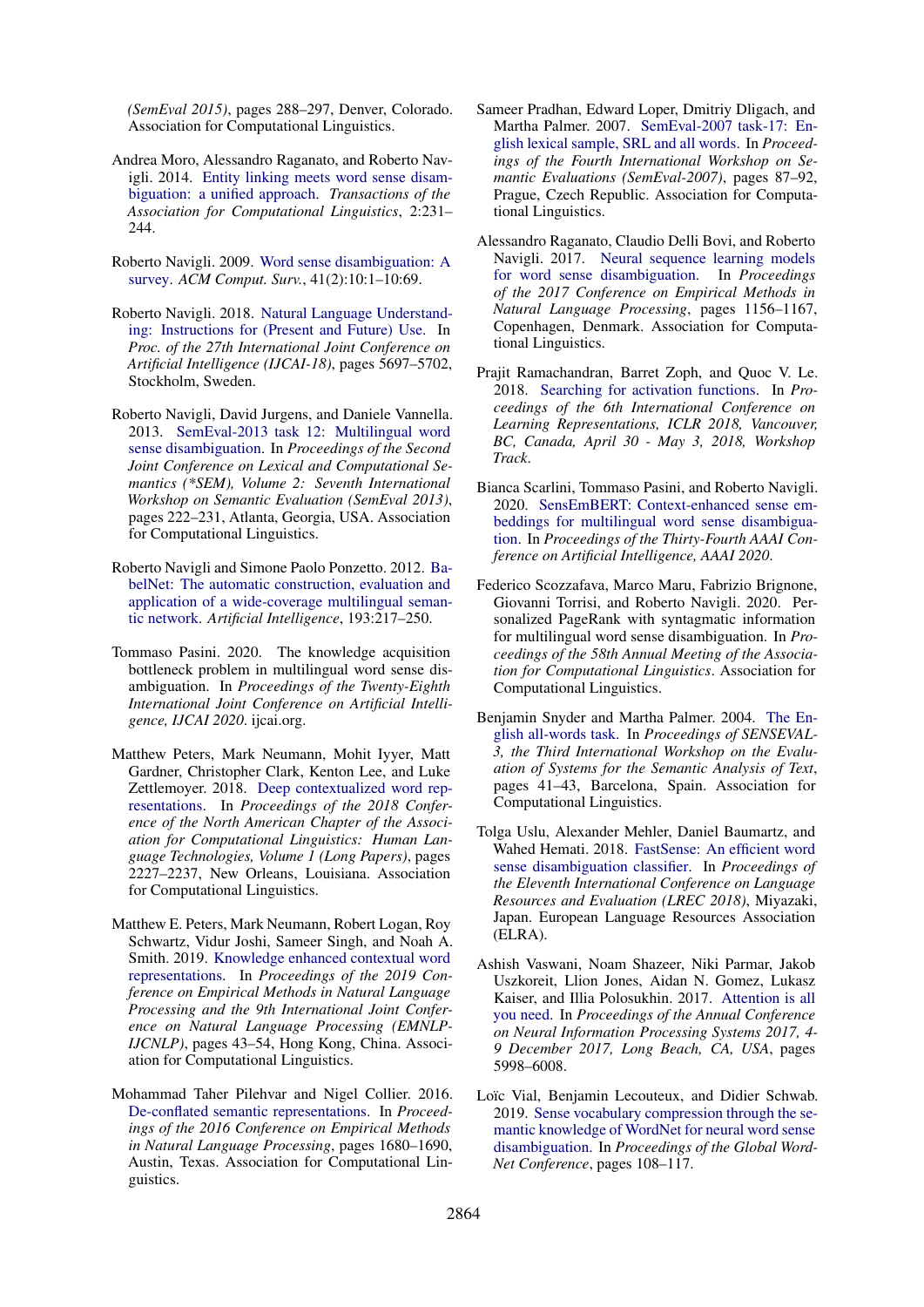*(SemEval 2015)*, pages 288–297, Denver, Colorado. Association for Computational Linguistics.

Andrea Moro, Alessandro Raganato, and Roberto Navigli. 2014. Entity linking meets word sense disambiguation: a unified approach. *Transactions of the Association for Computational Linguistics*, 2:231–244.

Roberto Navigli. 2009. Word sense disambiguation: A survey. *ACM Comput. Surv.*, 41(2):10:1–10:69.

Roberto Navigli. 2018. Natural Language Understanding: Instructions for (Present and Future) Use. In *Proc. of the 27th International Joint Conference on Artificial Intelligence (IJCAI-18)*, pages 5697–5702, Stockholm, Sweden.

Roberto Navigli, David Jurgens, and Daniele Vannella. 2013. SemEval-2013 task 12: Multilingual word sense disambiguation. In *Proceedings of the Second Joint Conference on Lexical and Computational Semantics (*SEM), Volume 2: Seventh International Workshop on Semantic Evaluation (SemEval 2013)*, pages 222–231, Atlanta, Georgia, USA. Association for Computational Linguistics.

Roberto Navigli and Simone Paolo Ponzetto. 2012. BabelNet: The automatic construction, evaluation and application of a wide-coverage multilingual semantic network. *Artificial Intelligence*, 193:217–250.

Tommaso Pasini. 2020. The knowledge acquisition bottleneck problem in multilingual word sense disambiguation. In *Proceedings of the Twenty-Eighth International Joint Conference on Artificial Intelligence, IJCAI 2020*. ijcai.org.

Matthew Peters, Mark Neumann, Mohit Iyyer, Matt Gardner, Christopher Clark, Kenton Lee, and Luke Zettlemoyer. 2018. Deep contextualized word representations. In *Proceedings of the 2018 Conference of the North American Chapter of the Association for Computational Linguistics: Human Language Technologies, Volume 1 (Long Papers)*, pages 2227–2237, New Orleans, Louisiana. Association for Computational Linguistics.

Matthew E. Peters, Mark Neumann, Robert Logan, Roy Schwartz, Vidur Joshi, Sameer Singh, and Noah A. Smith. 2019. Knowledge enhanced contextual word representations. In *Proceedings of the 2019 Conference on Empirical Methods in Natural Language Processing and the 9th International Joint Conference on Natural Language Processing (EMNLP-IJCNLP)*, pages 43–54, Hong Kong, China. Association for Computational Linguistics.

Mohammad Taher Pilehvar and Nigel Collier. 2016. De-conflated semantic representations. In *Proceedings of the 2016 Conference on Empirical Methods in Natural Language Processing*, pages 1680–1690, Austin, Texas. Association for Computational Linguistics.

Sameer Pradhan, Edward Loper, Dmitriy Dligach, and Martha Palmer. 2007. SemEval-2007 task-17: English lexical sample, SRL and all words. In *Proceedings of the Fourth International Workshop on Semantic Evaluations (SemEval-2007)*, pages 87–92, Prague, Czech Republic. Association for Computational Linguistics.

Alessandro Raganato, Claudio Delli Bovi, and Roberto Navigli. 2017. Neural sequence learning models for word sense disambiguation. In *Proceedings of the 2017 Conference on Empirical Methods in Natural Language Processing*, pages 1156–1167, Copenhagen, Denmark. Association for Computational Linguistics.

Prajit Ramachandran, Barret Zoph, and Quoc V. Le. 2018. Searching for activation functions. In *Proceedings of the 6th International Conference on Learning Representations, ICLR 2018, Vancouver, BC, Canada, April 30 - May 3, 2018, Workshop Track*.

Bianca Scarlini, Tommaso Pasini, and Roberto Navigli. 2020. SensEmBERT: Context-enhanced sense embeddings for multilingual word sense disambiguation. In *Proceedings of the Thirty-Fourth AAAI Conference on Artificial Intelligence, AAAI 2020*.

Federico Scozzafava, Marco Maru, Fabrizio Brignone, Giovanni Torrisi, and Roberto Navigli. 2020. Personalized PageRank with syntagmatic information for multilingual word sense disambiguation. In *Proceedings of the 58th Annual Meeting of the Association for Computational Linguistics*. Association for Computational Linguistics.

Benjamin Snyder and Martha Palmer. 2004. The English all-words task. In *Proceedings of SENSEVAL-3, the Third International Workshop on the Evaluation of Systems for the Semantic Analysis of Text*, pages 41–43, Barcelona, Spain. Association for Computational Linguistics.

Tolga Uslu, Alexander Mehler, Daniel Baumartz, and Wahed Hemati. 2018. FastSense: An efficient word sense disambiguation classifier. In *Proceedings of the Eleventh International Conference on Language Resources and Evaluation (LREC 2018)*, Miyazaki, Japan. European Language Resources Association (ELRA).

Ashish Vaswani, Noam Shazeer, Niki Parmar, Jakob Uszkoreit, Llion Jones, Aidan N. Gomez, Lukasz Kaiser, and Illia Polosukhin. 2017. Attention is all you need. In *Proceedings of the Annual Conference on Neural Information Processing Systems 2017, 4-9 December 2017, Long Beach, CA, USA*, pages 5998–6008.

Loïc Vial, Benjamin Lecouteux, and Didier Schwab. 2019. Sense vocabulary compression through the semantic knowledge of WordNet for neural word sense disambiguation. In *Proceedings of the Global WordNet Conference*, pages 108–117.